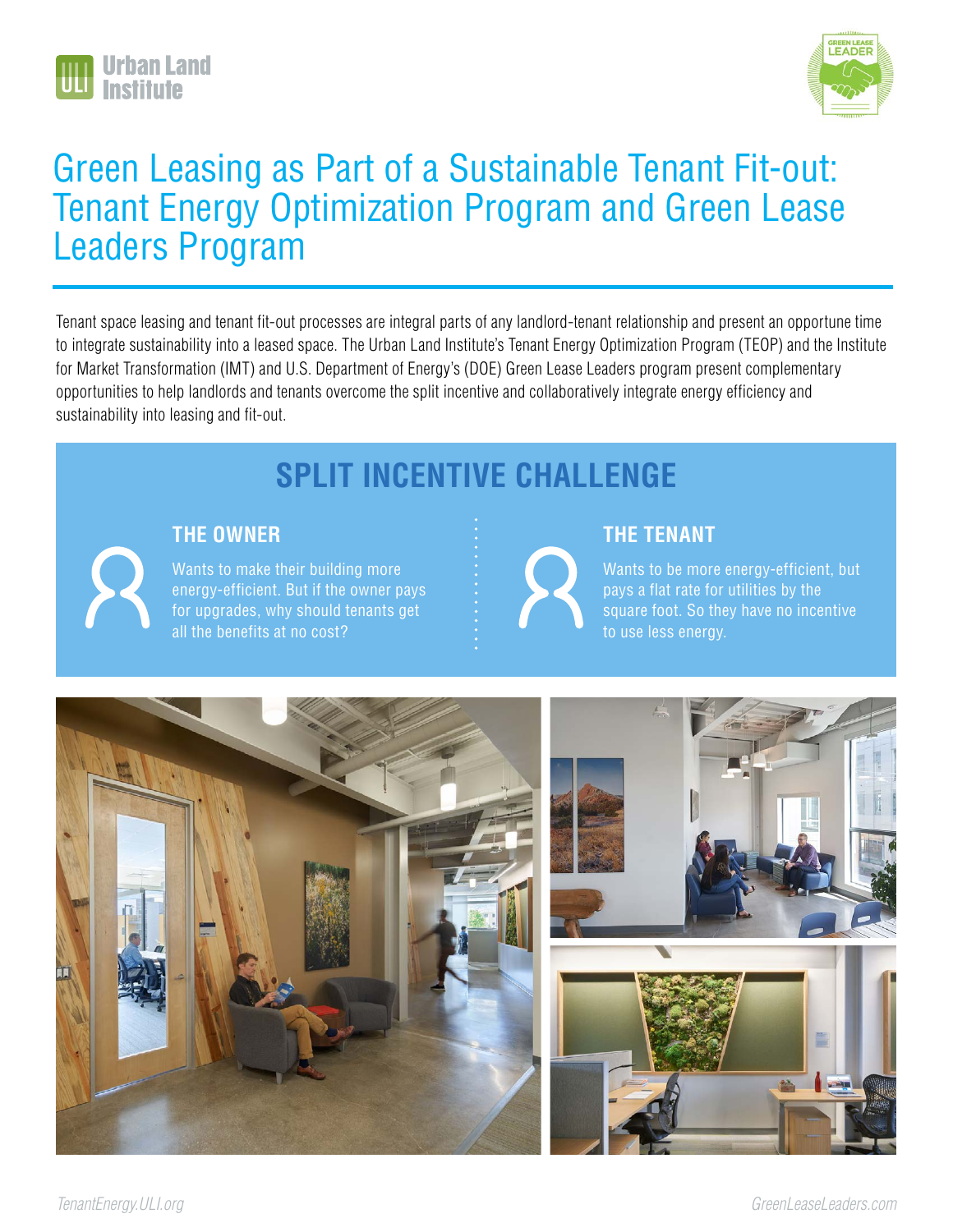# Green Leasing as Part of a Sustainable Tenant Fit-out: Tenant Energy Optimization Program and Green Lease Leaders Program

Tenant space leasing and tenant fit-out processes are integral parts of any landlord-tenant relationship and present an opportune time to integrate sustainability into a leased space. The Urban Land Institute's Tenant Energy Optimization Program (TEOP) and the Institute for Market Transformation (IMT) and U.S. Department of Energy's (DOE) Green Lease Leaders program present complementary opportunities to help landlords and tenants overcome the split incentive and collaboratively integrate energy efficiency and sustainability into leasing and fit-out.

## SPLIT INCENTIVE CHALLENGE

### THE OWNER

Wants to make their building more energy-efficient. But if the owner pays for upgrades, why should tenants get all the benefits at no cost?

### THE TENANT

Wants to be more energy-efficient, but pays a flat rate for utilities by the square foot. So they have no incentive to use less energy.

TenantEnergy.ULI.org

GreenLeaseLeaders.com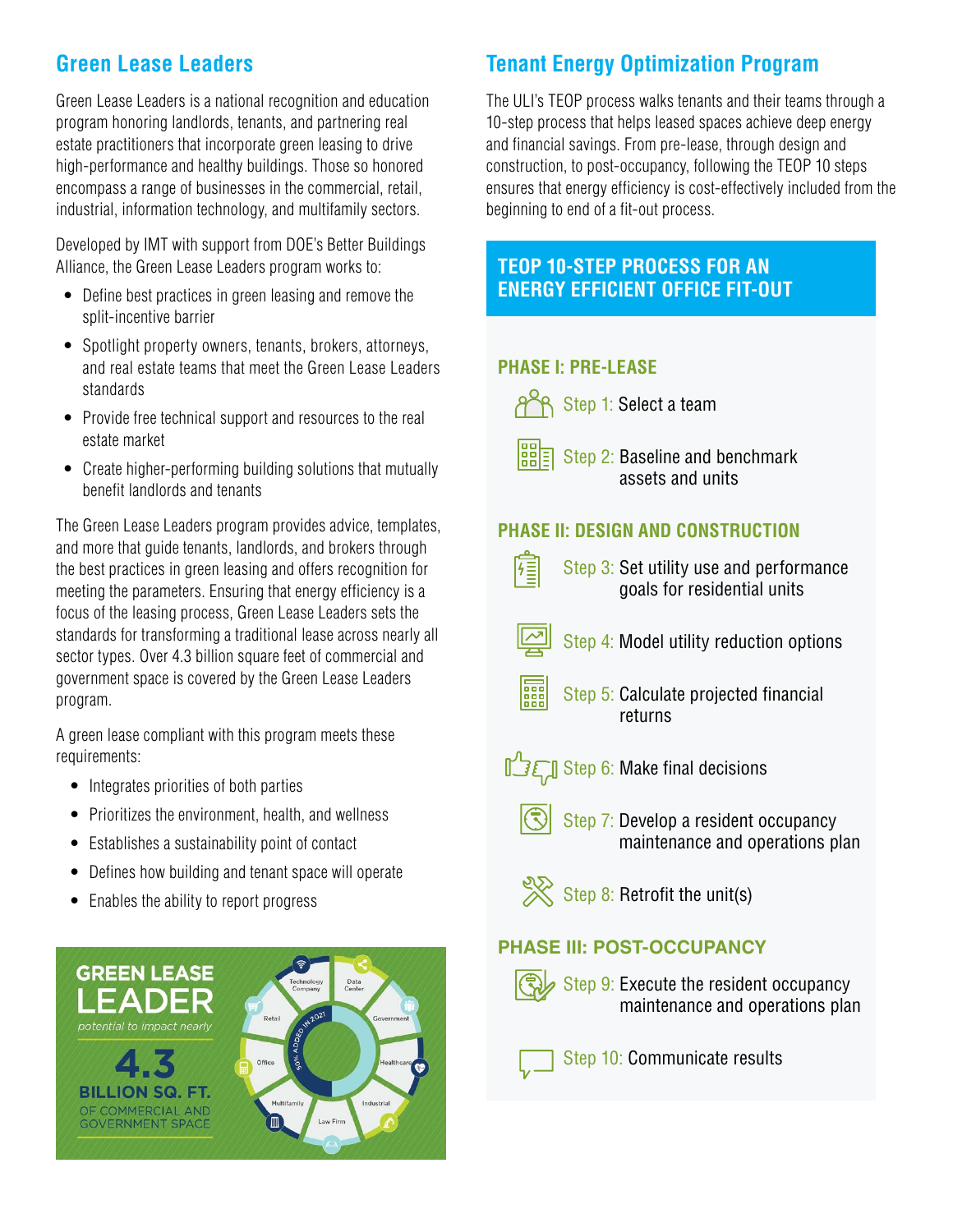## Green Lease Leaders

Green Lease Leaders is a national recognition and education program honoring landlords, tenants, and partnering real estate practitioners that incorporate green leasing to drive high-performance and healthy buildings. Those so honored encompass a range of businesses in the commercial, retail, industrial, information technology, and multifamily sectors.

Developed by IMT with support from DOE's Better Buildings Alliance, the Green Lease Leaders program works to:

- Define best practices in green leasing and remove the split-incentive barrier
- Spotlight property owners, tenants, brokers, attorneys, and real estate teams that meet the Green Lease Leaders standards
- Provide free technical support and resources to the real estate market
- Create higher-performing building solutions that mutually benefit landlords and tenants

The Green Lease Leaders program provides advice, templates, and more that guide tenants, landlords, and brokers through the best practices in green leasing and offers recognition for meeting the parameters. Ensuring that energy efficiency is a focus of the leasing process, Green Lease Leaders sets the standards for transforming a traditional lease across nearly all sector types. Over 4.3 billion square feet of commercial and government space is covered by the Green Lease Leaders program.

A green lease compliant with this program meets these requirements:

- Integrates priorities of both parties
- Prioritizes the environment, health, and wellness
- Establishes a sustainability point of contact
- Defines how building and tenant space will operate
- Enables the ability to report progress

**GREEN LEASE LEADER**

*potential to impact nearly*

**4.3 BILLION SQ. FT.** OF COMMERCIAL AND GOVERNMENT SPACE

50% ADDED IN 2021: Technology Company, Data Center, Government, Health care, Industrial, Law Firm, Multifamily, Office, Retail

## Tenant Energy Optimization Program

The ULI's TEOP process walks tenants and their teams through a 10-step process that helps leased spaces achieve deep energy and financial savings. From pre-lease, through design and construction, to post-occupancy, following the TEOP 10 steps ensures that energy efficiency is cost-effectively included from the beginning to end of a fit-out process.

### TEOP 10-STEP PROCESS FOR AN ENERGY EFFICIENT OFFICE FIT-OUT

**PHASE I: PRE-LEASE**

- Step 1: Select a team
- Step 2: Baseline and benchmark assets and units

**PHASE II: DESIGN AND CONSTRUCTION**

- Step 3: Set utility use and performance goals for residential units
- Step 4: Model utility reduction options
- Step 5: Calculate projected financial returns
- Step 6: Make final decisions
- Step 7: Develop a resident occupancy maintenance and operations plan
- Step 8: Retrofit the unit(s)

**PHASE III: POST-OCCUPANCY**

- Step 9: Execute the resident occupancy maintenance and operations plan
- Step 10: Communicate results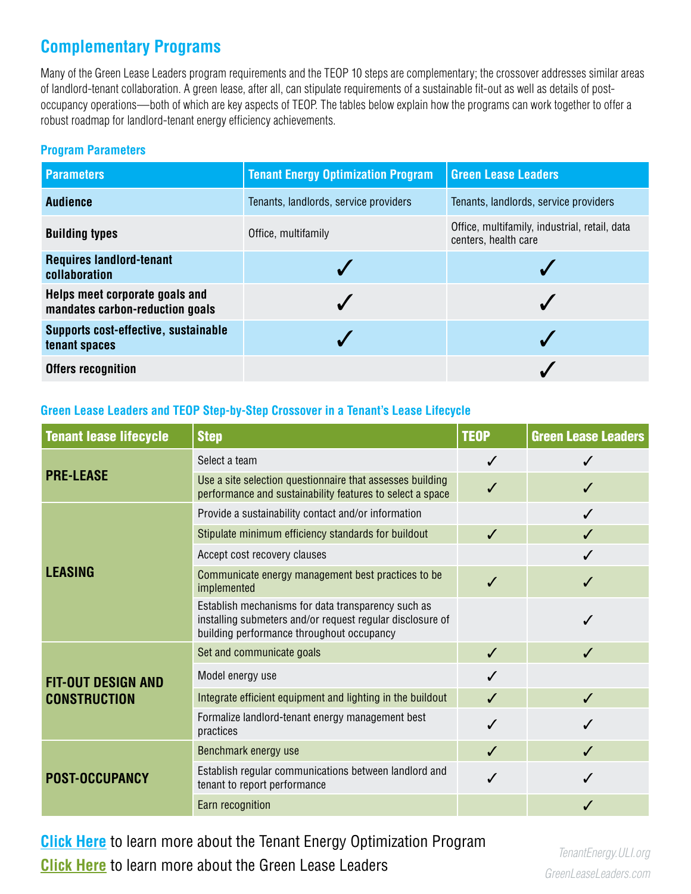## Complementary Programs

Many of the Green Lease Leaders program requirements and the TEOP 10 steps are complementary; the crossover addresses similar areas of landlord-tenant collaboration. A green lease, after all, can stipulate requirements of a sustainable fit-out as well as details of post-occupancy operations—both of which are key aspects of TEOP. The tables below explain how the programs can work together to offer a robust roadmap for landlord-tenant energy efficiency achievements.

### Program Parameters

| Parameters | Tenant Energy Optimization Program | Green Lease Leaders |
|---|---|---|
| **Audience** | Tenants, landlords, service providers | Tenants, landlords, service providers |
| **Building types** | Office, multifamily | Office, multifamily, industrial, retail, data centers, health care |
| **Requires landlord-tenant collaboration** | ✓ | ✓ |
| **Helps meet corporate goals and mandates carbon-reduction goals** | ✓ | ✓ |
| **Supports cost-effective, sustainable tenant spaces** | ✓ | ✓ |
| **Offers recognition** | | ✓ |

### Green Lease Leaders and TEOP Step-by-Step Crossover in a Tenant's Lease Lifecycle

| Tenant lease lifecycle | Step | TEOP | Green Lease Leaders |
|---|---|---|---|
| **PRE-LEASE** | Select a team | ✓ | ✓ |
| | Use a site selection questionnaire that assesses building performance and sustainability features to select a space | ✓ | ✓ |
| **LEASING** | Provide a sustainability contact and/or information | | ✓ |
| | Stipulate minimum efficiency standards for buildout | ✓ | ✓ |
| | Accept cost recovery clauses | | ✓ |
| | Communicate energy management best practices to be implemented | ✓ | ✓ |
| | Establish mechanisms for data transparency such as installing submeters and/or request regular disclosure of building performance throughout occupancy | | ✓ |
| **FIT-OUT DESIGN AND CONSTRUCTION** | Set and communicate goals | ✓ | ✓ |
| | Model energy use | ✓ | |
| | Integrate efficient equipment and lighting in the buildout | ✓ | ✓ |
| | Formalize landlord-tenant energy management best practices | ✓ | ✓ |
| **POST-OCCUPANCY** | Benchmark energy use | ✓ | ✓ |
| | Establish regular communications between landlord and tenant to report performance | ✓ | ✓ |
| | Earn recognition | | ✓ |

**Click Here** to learn more about the Tenant Energy Optimization Program

**Click Here** to learn more about the Green Lease Leaders

*TenantEnergy.ULI.org*

*GreenLeaseLeaders.com*